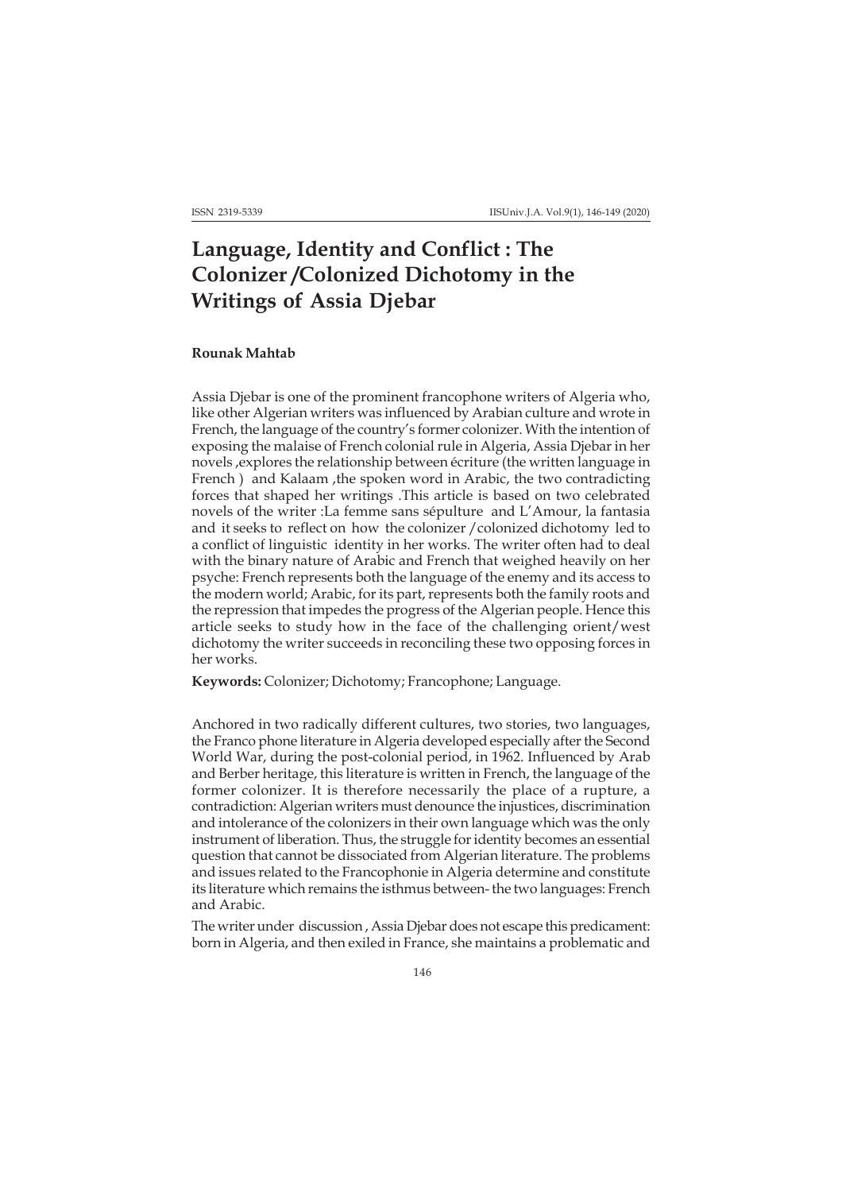# Language, Identity and Conflict : The Colonizer /Colonized Dichotomy in the Writings of Assia Djebar

**Rounak Mahtab**

Assia Djebar is one of the prominent francophone writers of Algeria who, like other Algerian writers was influenced by Arabian culture and wrote in French, the language of the country's former colonizer. With the intention of exposing the malaise of French colonial rule in Algeria, Assia Djebar in her novels ,explores the relationship between écriture (the written language in French ) and Kalaam ,the spoken word in Arabic, the two contradicting forces that shaped her writings .This article is based on two celebrated novels of the writer :La femme sans sépulture and L'Amour, la fantasia and it seeks to reflect on how the colonizer /colonized dichotomy led to a conflict of linguistic identity in her works. The writer often had to deal with the binary nature of Arabic and French that weighed heavily on her psyche: French represents both the language of the enemy and its access to the modern world; Arabic, for its part, represents both the family roots and the repression that impedes the progress of the Algerian people. Hence this article seeks to study how in the face of the challenging orient/west dichotomy the writer succeeds in reconciling these two opposing forces in her works.

**Keywords:** Colonizer; Dichotomy; Francophone; Language.

Anchored in two radically different cultures, two stories, two languages, the Franco phone literature in Algeria developed especially after the Second World War, during the post-colonial period, in 1962. Influenced by Arab and Berber heritage, this literature is written in French, the language of the former colonizer. It is therefore necessarily the place of a rupture, a contradiction: Algerian writers must denounce the injustices, discrimination and intolerance of the colonizers in their own language which was the only instrument of liberation. Thus, the struggle for identity becomes an essential question that cannot be dissociated from Algerian literature. The problems and issues related to the Francophonie in Algeria determine and constitute its literature which remains the isthmus between- the two languages: French and Arabic.

The writer under discussion , Assia Djebar does not escape this predicament: born in Algeria, and then exiled in France, she maintains a problematic and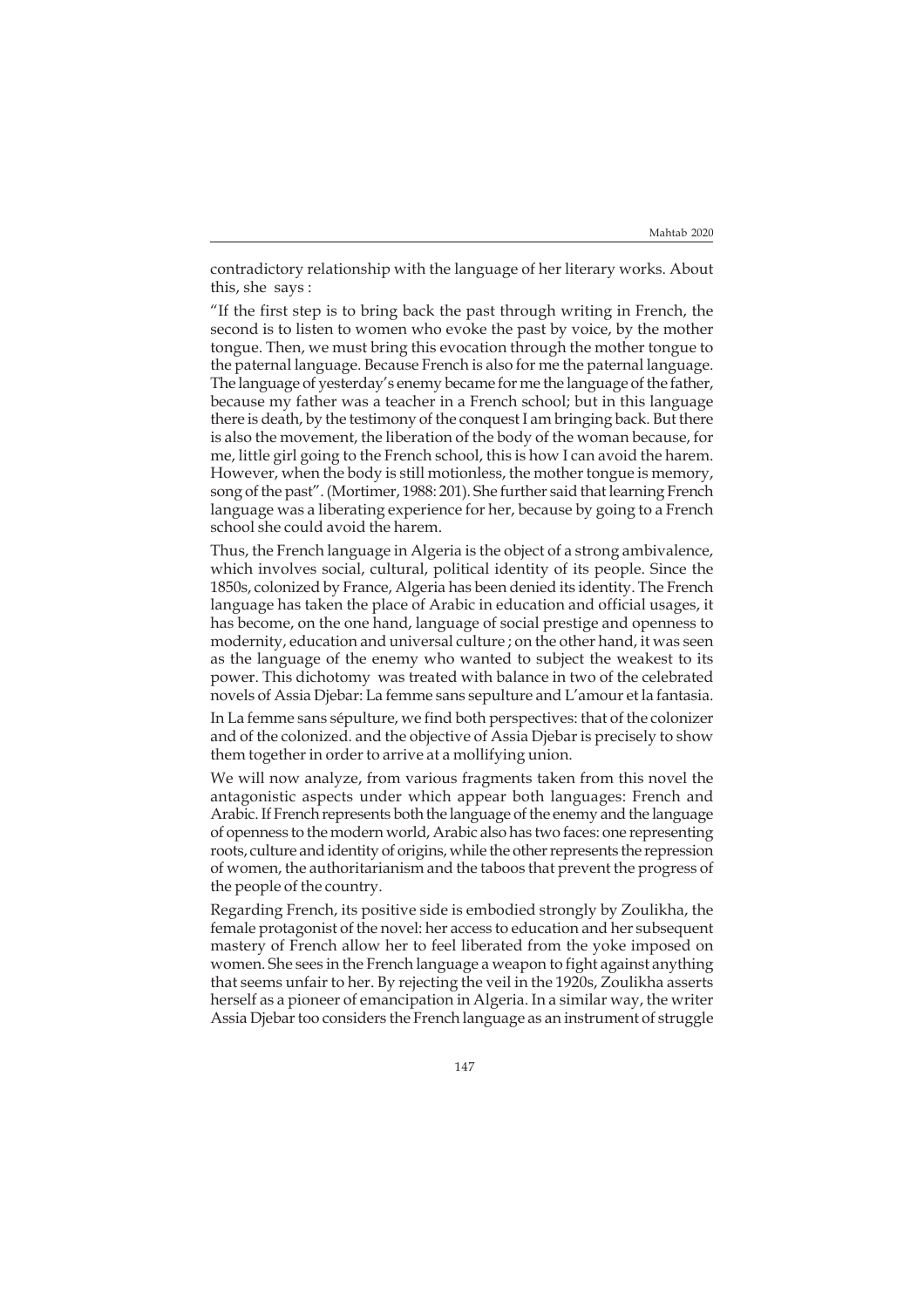contradictory relationship with the language of her literary works. About this, she says :

"If the first step is to bring back the past through writing in French, the second is to listen to women who evoke the past by voice, by the mother tongue. Then, we must bring this evocation through the mother tongue to the paternal language. Because French is also for me the paternal language. The language of yesterday's enemy became for me the language of the father, because my father was a teacher in a French school; but in this language there is death, by the testimony of the conquest I am bringing back. But there is also the movement, the liberation of the body of the woman because, for me, little girl going to the French school, this is how I can avoid the harem. However, when the body is still motionless, the mother tongue is memory, song of the past". (Mortimer, 1988: 201). She further said that learning French language was a liberating experience for her, because by going to a French school she could avoid the harem.

Thus, the French language in Algeria is the object of a strong ambivalence, which involves social, cultural, political identity of its people. Since the 1850s, colonized by France, Algeria has been denied its identity. The French language has taken the place of Arabic in education and official usages, it has become, on the one hand, language of social prestige and openness to modernity, education and universal culture ; on the other hand, it was seen as the language of the enemy who wanted to subject the weakest to its power. This dichotomy was treated with balance in two of the celebrated novels of Assia Djebar: La femme sans sepulture and L'amour et la fantasia.

In La femme sans sépulture, we find both perspectives: that of the colonizer and of the colonized. and the objective of Assia Djebar is precisely to show them together in order to arrive at a mollifying union.

We will now analyze, from various fragments taken from this novel the antagonistic aspects under which appear both languages: French and Arabic. If French represents both the language of the enemy and the language of openness to the modern world, Arabic also has two faces: one representing roots, culture and identity of origins, while the other represents the repression of women, the authoritarianism and the taboos that prevent the progress of the people of the country.

Regarding French, its positive side is embodied strongly by Zoulikha, the female protagonist of the novel: her access to education and her subsequent mastery of French allow her to feel liberated from the yoke imposed on women. She sees in the French language a weapon to fight against anything that seems unfair to her. By rejecting the veil in the 1920s, Zoulikha asserts herself as a pioneer of emancipation in Algeria. In a similar way, the writer Assia Djebar too considers the French language as an instrument of struggle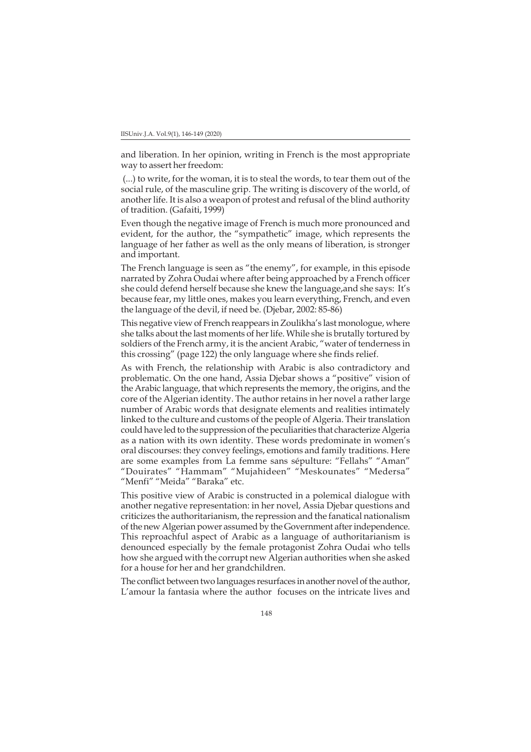and liberation. In her opinion, writing in French is the most appropriate way to assert her freedom:

(...) to write, for the woman, it is to steal the words, to tear them out of the social rule, of the masculine grip. The writing is discovery of the world, of another life. It is also a weapon of protest and refusal of the blind authority of tradition. (Gafaiti, 1999)

Even though the negative image of French is much more pronounced and evident, for the author, the "sympathetic" image, which represents the language of her father as well as the only means of liberation, is stronger and important.

The French language is seen as "the enemy", for example, in this episode narrated by Zohra Oudai where after being approached by a French officer she could defend herself because she knew the language,and she says: It's because fear, my little ones, makes you learn everything, French, and even the language of the devil, if need be. (Djebar, 2002: 85-86)

This negative view of French reappears in Zoulikha's last monologue, where she talks about the last moments of her life. While she is brutally tortured by soldiers of the French army, it is the ancient Arabic, "water of tenderness in this crossing" (page 122) the only language where she finds relief.

As with French, the relationship with Arabic is also contradictory and problematic. On the one hand, Assia Djebar shows a "positive" vision of the Arabic language, that which represents the memory, the origins, and the core of the Algerian identity. The author retains in her novel a rather large number of Arabic words that designate elements and realities intimately linked to the culture and customs of the people of Algeria. Their translation could have led to the suppression of the peculiarities that characterize Algeria as a nation with its own identity. These words predominate in women's oral discourses: they convey feelings, emotions and family traditions. Here are some examples from La femme sans sépulture: "Fellahs" "Aman" "Douirates" "Hammam" "Mujahideen" "Meskounates" "Medersa" "Menfi" "Meida" "Baraka" etc.

This positive view of Arabic is constructed in a polemical dialogue with another negative representation: in her novel, Assia Djebar questions and criticizes the authoritarianism, the repression and the fanatical nationalism of the new Algerian power assumed by the Government after independence. This reproachful aspect of Arabic as a language of authoritarianism is denounced especially by the female protagonist Zohra Oudai who tells how she argued with the corrupt new Algerian authorities when she asked for a house for her and her grandchildren.

The conflict between two languages resurfaces in another novel of the author, L'amour la fantasia where the author focuses on the intricate lives and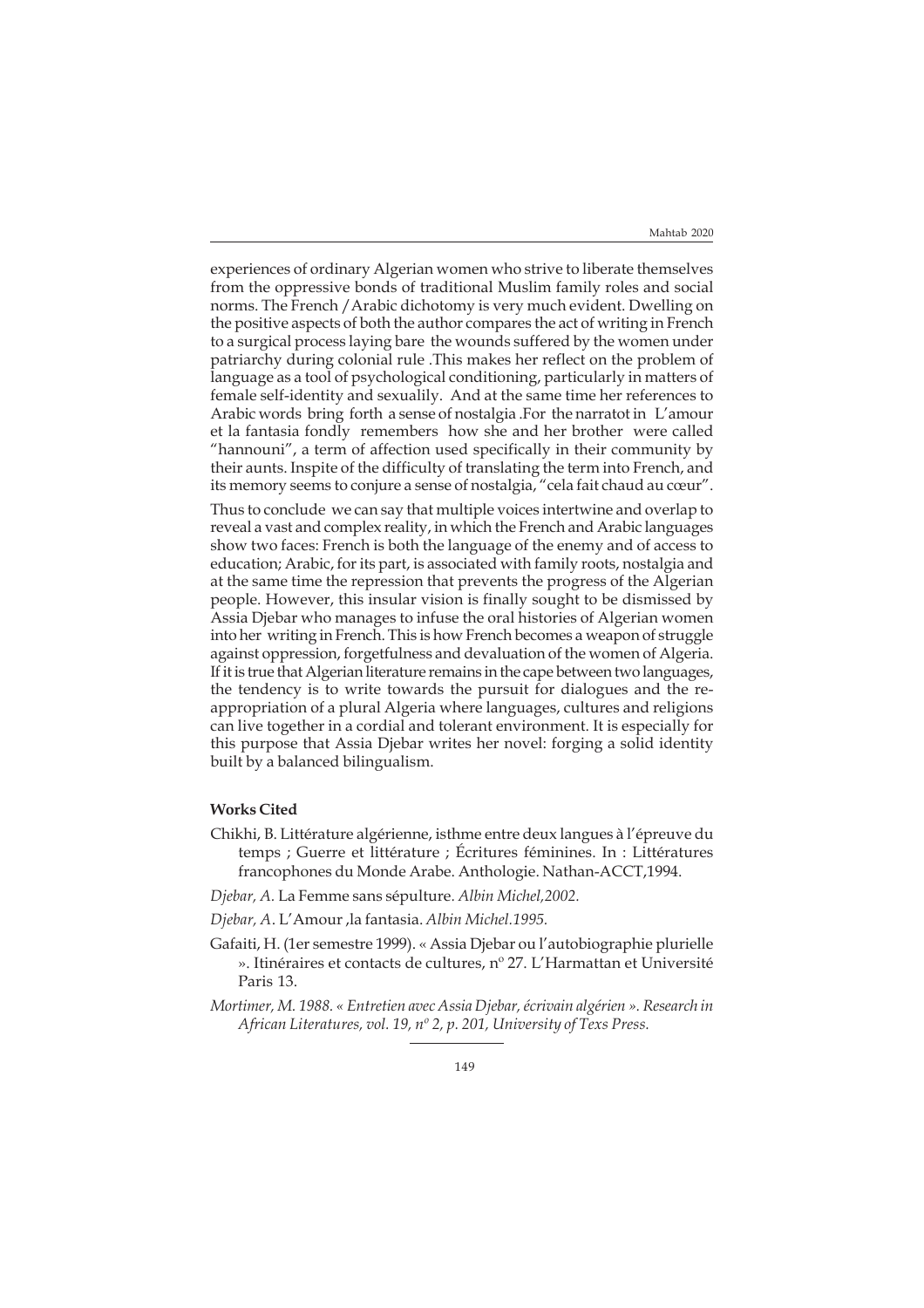experiences of ordinary Algerian women who strive to liberate themselves from the oppressive bonds of traditional Muslim family roles and social norms. The French / Arabic dichotomy is very much evident. Dwelling on the positive aspects of both the author compares the act of writing in French to a surgical process laying bare the wounds suffered by the women under patriarchy during colonial rule .This makes her reflect on the problem of language as a tool of psychological conditioning, particularly in matters of female self-identity and sexualily. And at the same time her references to Arabic words bring forth a sense of nostalgia .For the narratot in L'amour et la fantasia fondly remembers how she and her brother were called "hannouni", a term of affection used specifically in their community by their aunts. Inspite of the difficulty of translating the term into French, and its memory seems to conjure a sense of nostalgia, "cela fait chaud au cœur".

Thus to conclude we can say that multiple voices intertwine and overlap to reveal a vast and complex reality, in which the French and Arabic languages show two faces: French is both the language of the enemy and of access to education; Arabic, for its part, is associated with family roots, nostalgia and at the same time the repression that prevents the progress of the Algerian people. However, this insular vision is finally sought to be dismissed by Assia Djebar who manages to infuse the oral histories of Algerian women into her writing in French. This is how French becomes a weapon of struggle against oppression, forgetfulness and devaluation of the women of Algeria. If it is true that Algerian literature remains in the cape between two languages, the tendency is to write towards the pursuit for dialogues and the re-appropriation of a plural Algeria where languages, cultures and religions can live together in a cordial and tolerant environment. It is especially for this purpose that Assia Djebar writes her novel: forging a solid identity built by a balanced bilingualism.

**Works Cited**

Chikhi, B. Littérature algérienne, isthme entre deux langues à l'épreuve du temps ; Guerre et littérature ; Écritures féminines. In : Littératures francophones du Monde Arabe. Anthologie. Nathan-ACCT,1994.

*Djebar, A.* La Femme sans sépulture. *Albin Michel,2002.*

*Djebar, A*. L'Amour ,la fantasia. *Albin Michel.1995.*

Gafaiti, H. (1er semestre 1999). « Assia Djebar ou l'autobiographie plurielle ». Itinéraires et contacts de cultures, nº 27. L'Harmattan et Université Paris 13.

*Mortimer, M. 1988. « Entretien avec Assia Djebar, écrivain algérien ». Research in African Literatures, vol. 19, nº 2, p. 201, University of Texs Press.*